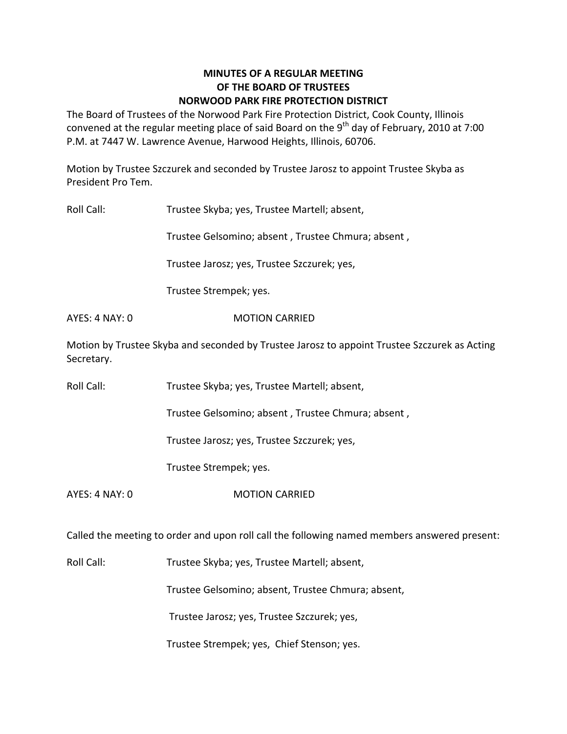# MINUTES OF A REGULAR MEETING
# OF THE BOARD OF TRUSTEES
# NORWOOD PARK FIRE PROTECTION DISTRICT

The Board of Trustees of the Norwood Park Fire Protection District, Cook County, Illinois convened at the regular meeting place of said Board on the 9th day of February, 2010 at 7:00 P.M. at 7447 W. Lawrence Avenue, Harwood Heights, Illinois, 60706.

Motion by Trustee Szczurek and seconded by Trustee Jarosz to appoint Trustee Skyba as President Pro Tem.

Roll Call: Trustee Skyba; yes, Trustee Martell; absent,

Trustee Gelsomino; absent , Trustee Chmura; absent ,

Trustee Jarosz; yes, Trustee Szczurek; yes,

Trustee Strempek; yes.

AYES: 4 NAY: 0 MOTION CARRIED

Motion by Trustee Skyba and seconded by Trustee Jarosz to appoint Trustee Szczurek as Acting Secretary.

Roll Call: Trustee Skyba; yes, Trustee Martell; absent,

Trustee Gelsomino; absent , Trustee Chmura; absent ,

Trustee Jarosz; yes, Trustee Szczurek; yes,

Trustee Strempek; yes.

AYES: 4 NAY: 0 MOTION CARRIED

Called the meeting to order and upon roll call the following named members answered present:

Roll Call: Trustee Skyba; yes, Trustee Martell; absent,

Trustee Gelsomino; absent, Trustee Chmura; absent,

Trustee Jarosz; yes, Trustee Szczurek; yes,

Trustee Strempek; yes, Chief Stenson; yes.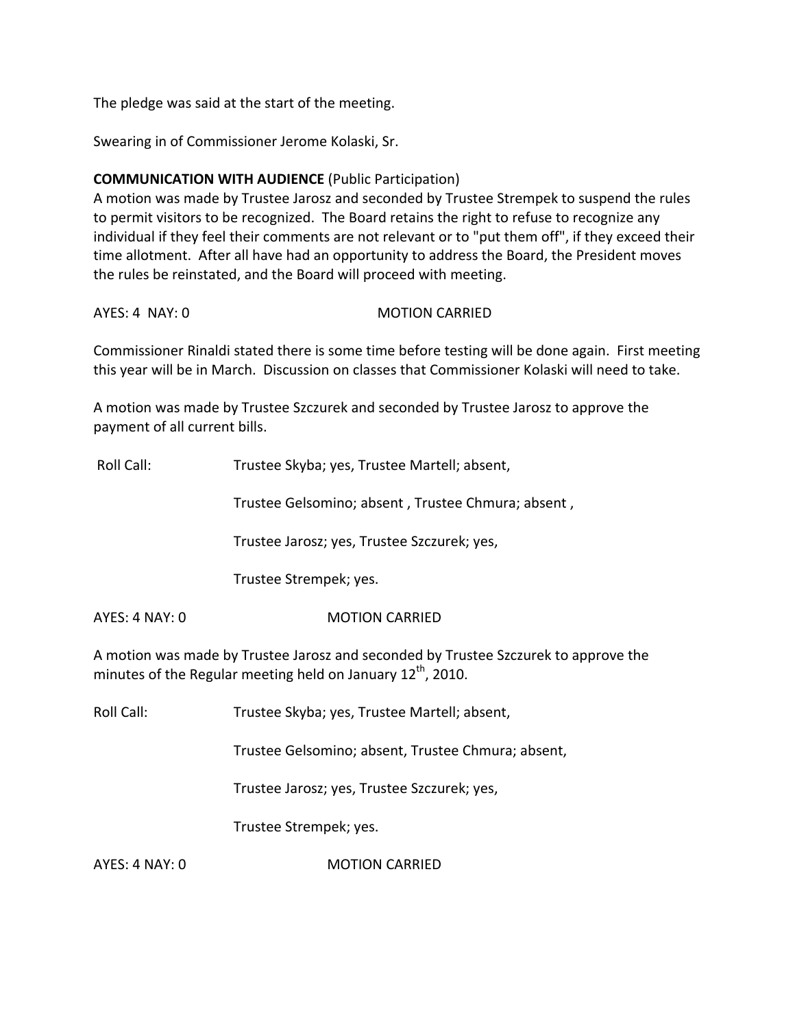The pledge was said at the start of the meeting.

Swearing in of Commissioner Jerome Kolaski, Sr.

**COMMUNICATION WITH AUDIENCE** (Public Participation)
A motion was made by Trustee Jarosz and seconded by Trustee Strempek to suspend the rules to permit visitors to be recognized. The Board retains the right to refuse to recognize any individual if they feel their comments are not relevant or to "put them off", if they exceed their time allotment. After all have had an opportunity to address the Board, the President moves the rules be reinstated, and the Board will proceed with meeting.

AYES: 4 NAY: 0 MOTION CARRIED

Commissioner Rinaldi stated there is some time before testing will be done again. First meeting this year will be in March. Discussion on classes that Commissioner Kolaski will need to take.

A motion was made by Trustee Szczurek and seconded by Trustee Jarosz to approve the payment of all current bills.

Roll Call: Trustee Skyba; yes, Trustee Martell; absent,

Trustee Gelsomino; absent , Trustee Chmura; absent ,

Trustee Jarosz; yes, Trustee Szczurek; yes,

Trustee Strempek; yes.

AYES: 4 NAY: 0 MOTION CARRIED

A motion was made by Trustee Jarosz and seconded by Trustee Szczurek to approve the minutes of the Regular meeting held on January 12th, 2010.

Roll Call: Trustee Skyba; yes, Trustee Martell; absent,

Trustee Gelsomino; absent, Trustee Chmura; absent,

Trustee Jarosz; yes, Trustee Szczurek; yes,

Trustee Strempek; yes.

AYES: 4 NAY: 0 MOTION CARRIED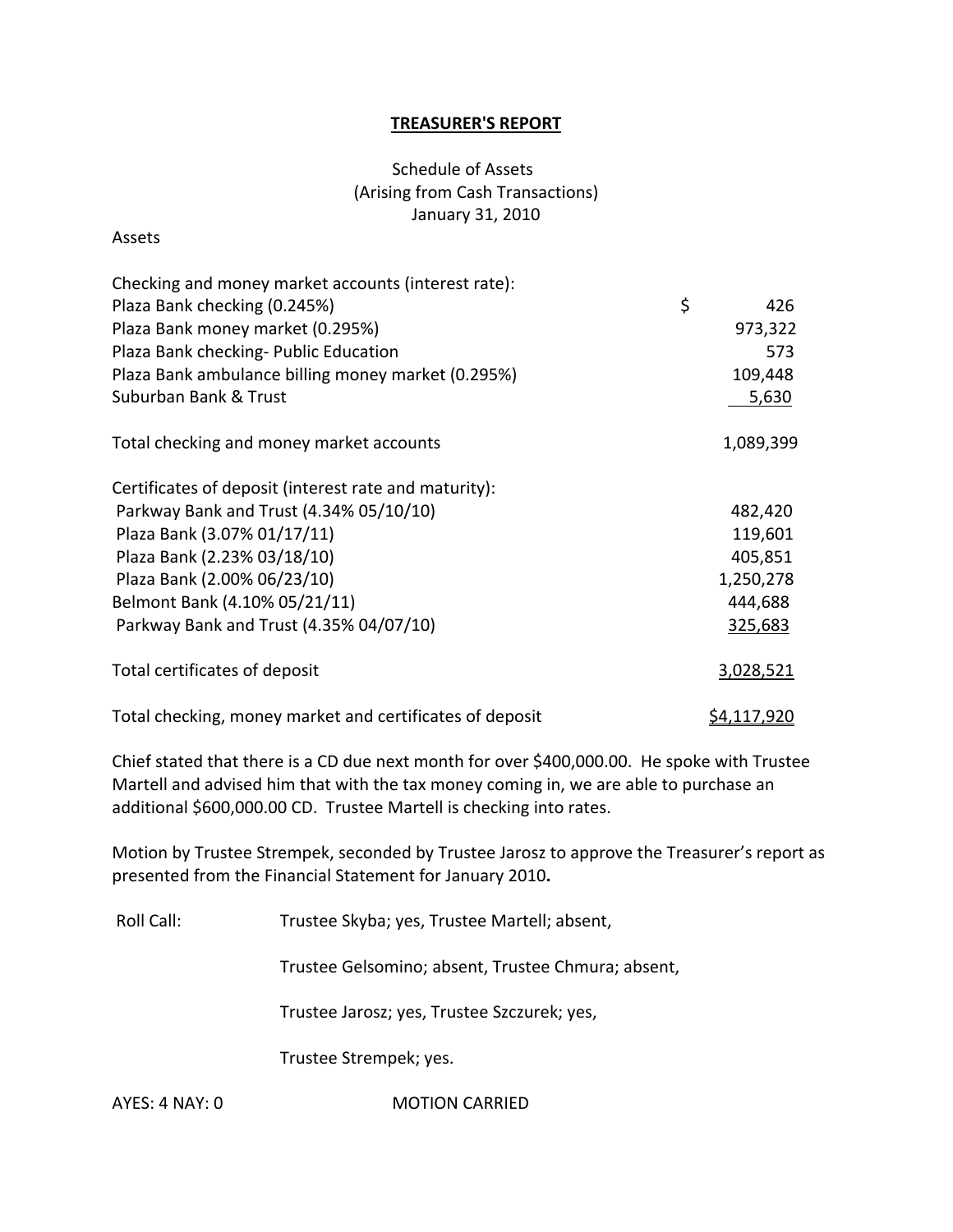**TREASURER'S REPORT**

Schedule of Assets
(Arising from Cash Transactions)
January 31, 2010

Assets

| | |
|---|---|
| Checking and money market accounts (interest rate): | |
| Plaza Bank checking (0.245%) | $ 426 |
| Plaza Bank money market (0.295%) | 973,322 |
| Plaza Bank checking- Public Education | 573 |
| Plaza Bank ambulance billing money market (0.295%) | 109,448 |
| Suburban Bank & Trust | 5,630 |
| Total checking and money market accounts | 1,089,399 |
| Certificates of deposit (interest rate and maturity): | |
| Parkway Bank and Trust (4.34% 05/10/10) | 482,420 |
| Plaza Bank (3.07% 01/17/11) | 119,601 |
| Plaza Bank (2.23% 03/18/10) | 405,851 |
| Plaza Bank (2.00% 06/23/10) | 1,250,278 |
| Belmont Bank (4.10% 05/21/11) | 444,688 |
| Parkway Bank and Trust (4.35% 04/07/10) | 325,683 |
| Total certificates of deposit | 3,028,521 |
| Total checking, money market and certificates of deposit | $4,117,920 |

Chief stated that there is a CD due next month for over $400,000.00. He spoke with Trustee Martell and advised him that with the tax money coming in, we are able to purchase an additional $600,000.00 CD. Trustee Martell is checking into rates.

Motion by Trustee Strempek, seconded by Trustee Jarosz to approve the Treasurer's report as presented from the Financial Statement for January 2010.

Roll Call: Trustee Skyba; yes, Trustee Martell; absent,

Trustee Gelsomino; absent, Trustee Chmura; absent,

Trustee Jarosz; yes, Trustee Szczurek; yes,

Trustee Strempek; yes.

AYES: 4 NAY: 0 MOTION CARRIED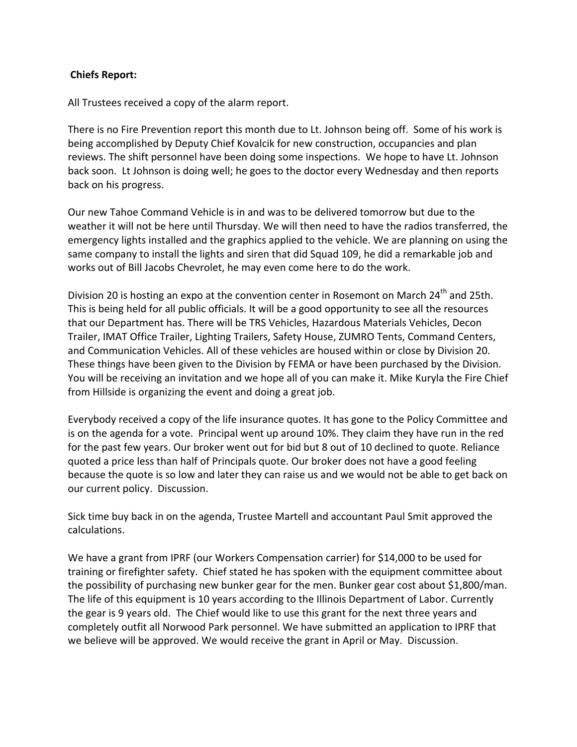**Chiefs Report:**

All Trustees received a copy of the alarm report.

There is no Fire Prevention report this month due to Lt. Johnson being off. Some of his work is being accomplished by Deputy Chief Kovalcik for new construction, occupancies and plan reviews. The shift personnel have been doing some inspections. We hope to have Lt. Johnson back soon. Lt Johnson is doing well; he goes to the doctor every Wednesday and then reports back on his progress.

Our new Tahoe Command Vehicle is in and was to be delivered tomorrow but due to the weather it will not be here until Thursday. We will then need to have the radios transferred, the emergency lights installed and the graphics applied to the vehicle. We are planning on using the same company to install the lights and siren that did Squad 109, he did a remarkable job and works out of Bill Jacobs Chevrolet, he may even come here to do the work.

Division 20 is hosting an expo at the convention center in Rosemont on March 24th and 25th. This is being held for all public officials. It will be a good opportunity to see all the resources that our Department has. There will be TRS Vehicles, Hazardous Materials Vehicles, Decon Trailer, IMAT Office Trailer, Lighting Trailers, Safety House, ZUMRO Tents, Command Centers, and Communication Vehicles. All of these vehicles are housed within or close by Division 20. These things have been given to the Division by FEMA or have been purchased by the Division. You will be receiving an invitation and we hope all of you can make it. Mike Kuryla the Fire Chief from Hillside is organizing the event and doing a great job.

Everybody received a copy of the life insurance quotes. It has gone to the Policy Committee and is on the agenda for a vote. Principal went up around 10%. They claim they have run in the red for the past few years. Our broker went out for bid but 8 out of 10 declined to quote. Reliance quoted a price less than half of Principals quote. Our broker does not have a good feeling because the quote is so low and later they can raise us and we would not be able to get back on our current policy. Discussion.

Sick time buy back in on the agenda, Trustee Martell and accountant Paul Smit approved the calculations.

We have a grant from IPRF (our Workers Compensation carrier) for $14,000 to be used for training or firefighter safety. Chief stated he has spoken with the equipment committee about the possibility of purchasing new bunker gear for the men. Bunker gear cost about $1,800/man. The life of this equipment is 10 years according to the Illinois Department of Labor. Currently the gear is 9 years old. The Chief would like to use this grant for the next three years and completely outfit all Norwood Park personnel. We have submitted an application to IPRF that we believe will be approved. We would receive the grant in April or May. Discussion.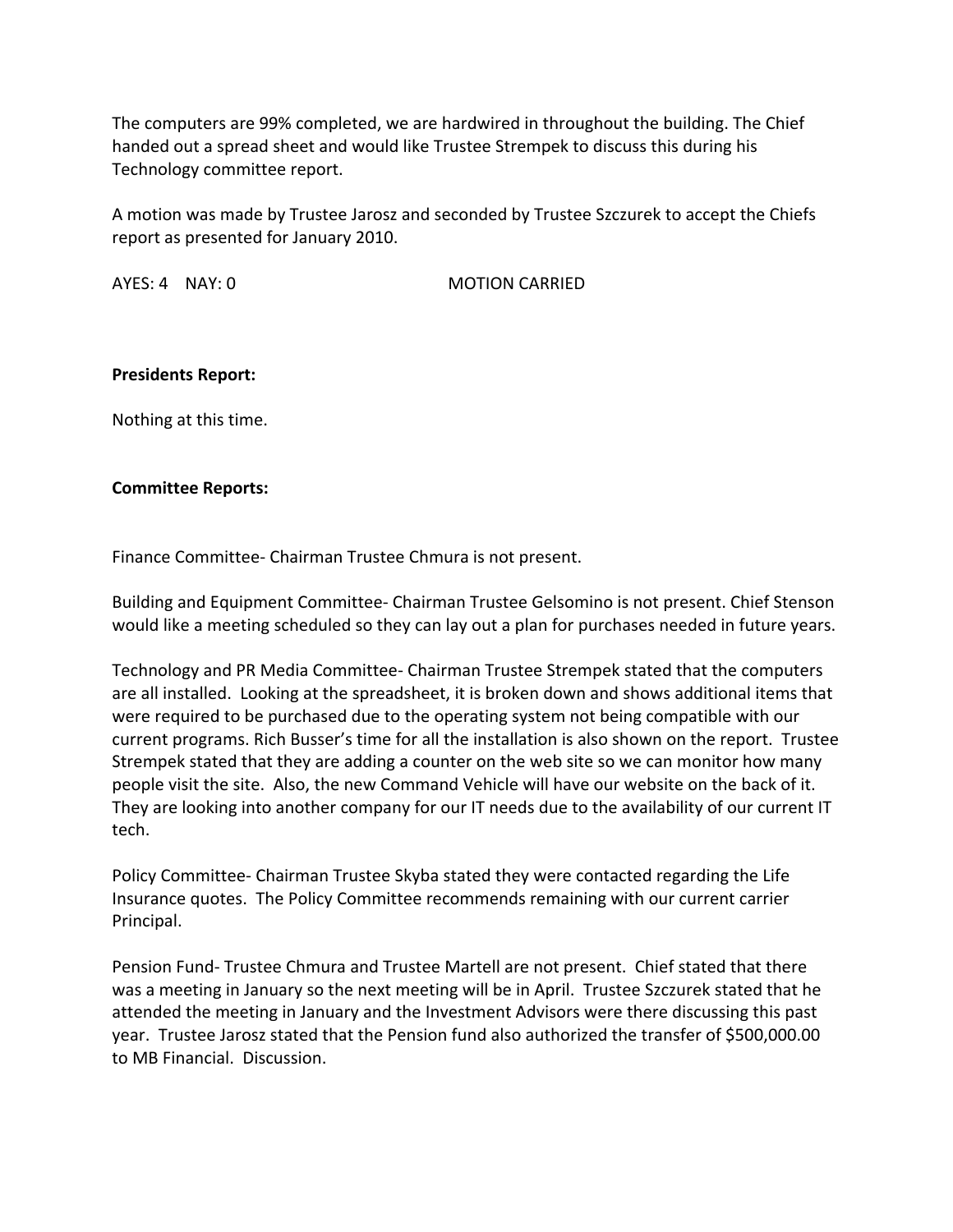The computers are 99% completed, we are hardwired in throughout the building. The Chief handed out a spread sheet and would like Trustee Strempek to discuss this during his Technology committee report.

A motion was made by Trustee Jarosz and seconded by Trustee Szczurek to accept the Chiefs report as presented for January 2010.

AYES: 4 NAY: 0 MOTION CARRIED

**Presidents Report:**

Nothing at this time.

**Committee Reports:**

Finance Committee- Chairman Trustee Chmura is not present.

Building and Equipment Committee- Chairman Trustee Gelsomino is not present. Chief Stenson would like a meeting scheduled so they can lay out a plan for purchases needed in future years.

Technology and PR Media Committee- Chairman Trustee Strempek stated that the computers are all installed. Looking at the spreadsheet, it is broken down and shows additional items that were required to be purchased due to the operating system not being compatible with our current programs. Rich Busser's time for all the installation is also shown on the report. Trustee Strempek stated that they are adding a counter on the web site so we can monitor how many people visit the site. Also, the new Command Vehicle will have our website on the back of it. They are looking into another company for our IT needs due to the availability of our current IT tech.

Policy Committee- Chairman Trustee Skyba stated they were contacted regarding the Life Insurance quotes. The Policy Committee recommends remaining with our current carrier Principal.

Pension Fund- Trustee Chmura and Trustee Martell are not present. Chief stated that there was a meeting in January so the next meeting will be in April. Trustee Szczurek stated that he attended the meeting in January and the Investment Advisors were there discussing this past year. Trustee Jarosz stated that the Pension fund also authorized the transfer of $500,000.00 to MB Financial. Discussion.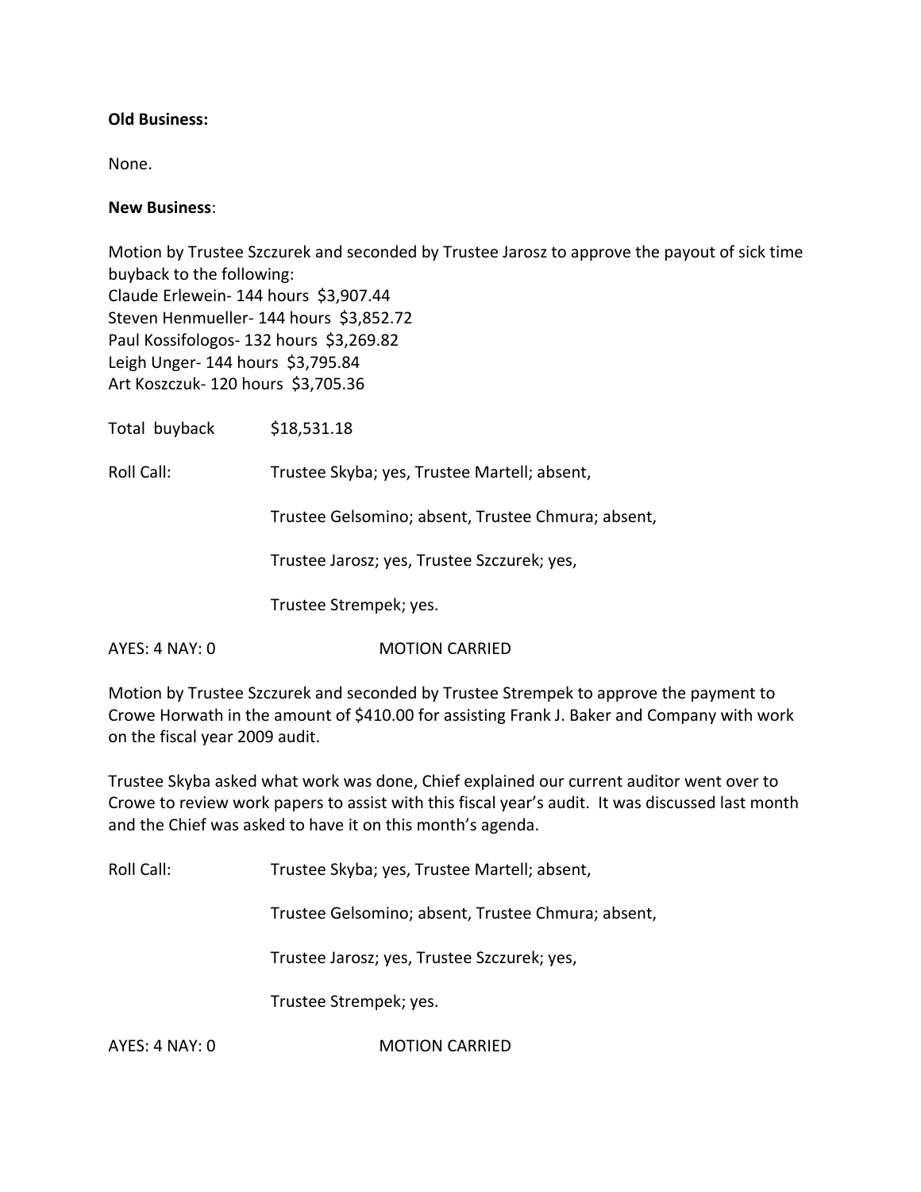**Old Business:**

None.

**New Business**:

Motion by Trustee Szczurek and seconded by Trustee Jarosz to approve the payout of sick time buyback to the following:
Claude Erlewein- 144 hours $3,907.44
Steven Henmueller- 144 hours $3,852.72
Paul Kossifologos- 132 hours $3,269.82
Leigh Unger- 144 hours $3,795.84
Art Koszczuk- 120 hours $3,705.36

Total buyback $18,531.18

Roll Call: Trustee Skyba; yes, Trustee Martell; absent,

Trustee Gelsomino; absent, Trustee Chmura; absent,

Trustee Jarosz; yes, Trustee Szczurek; yes,

Trustee Strempek; yes.

AYES: 4 NAY: 0 MOTION CARRIED

Motion by Trustee Szczurek and seconded by Trustee Strempek to approve the payment to Crowe Horwath in the amount of $410.00 for assisting Frank J. Baker and Company with work on the fiscal year 2009 audit.

Trustee Skyba asked what work was done, Chief explained our current auditor went over to Crowe to review work papers to assist with this fiscal year's audit. It was discussed last month and the Chief was asked to have it on this month's agenda.

Roll Call: Trustee Skyba; yes, Trustee Martell; absent,

Trustee Gelsomino; absent, Trustee Chmura; absent,

Trustee Jarosz; yes, Trustee Szczurek; yes,

Trustee Strempek; yes.

AYES: 4 NAY: 0 MOTION CARRIED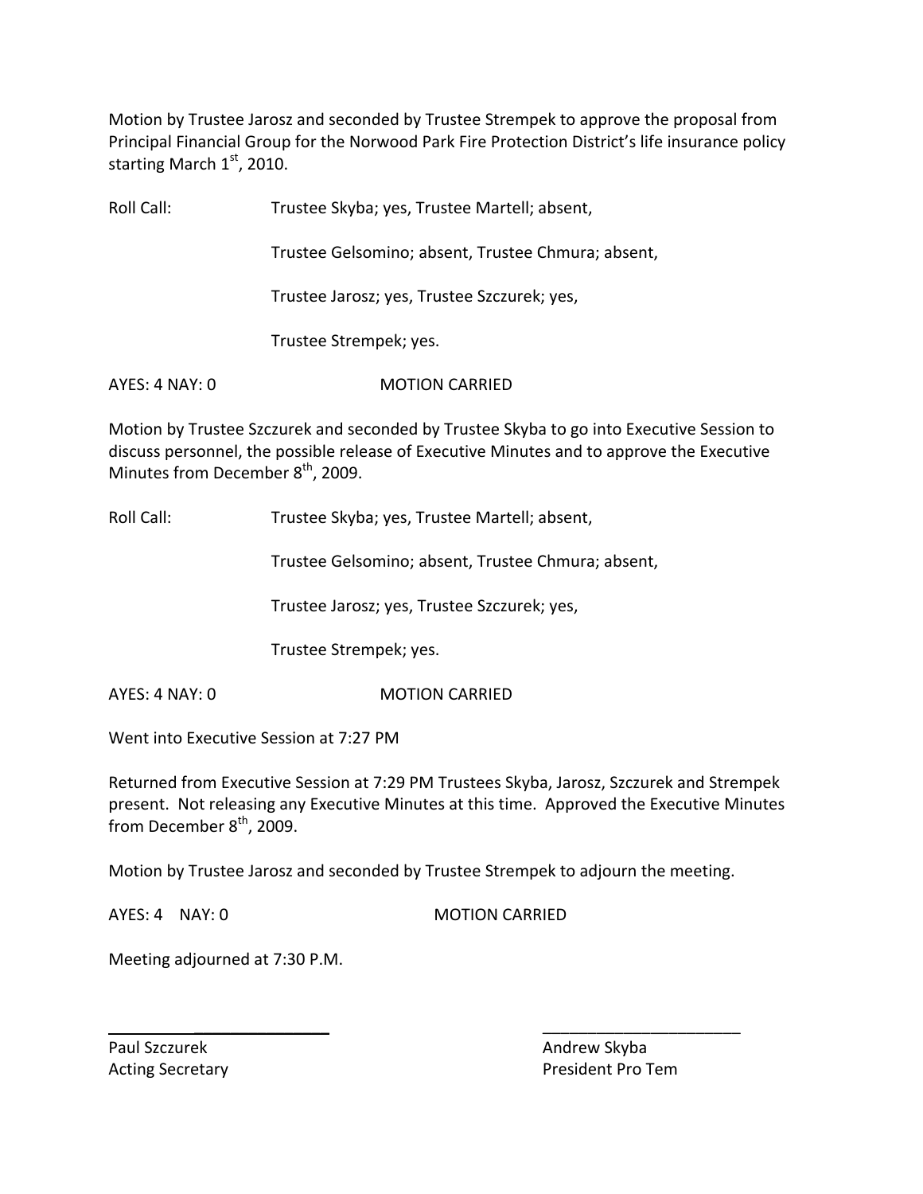Motion by Trustee Jarosz and seconded by Trustee Strempek to approve the proposal from Principal Financial Group for the Norwood Park Fire Protection District's life insurance policy starting March 1st, 2010.

Roll Call: Trustee Skyba; yes, Trustee Martell; absent,

Trustee Gelsomino; absent, Trustee Chmura; absent,

Trustee Jarosz; yes, Trustee Szczurek; yes,

Trustee Strempek; yes.

AYES: 4 NAY: 0 MOTION CARRIED

Motion by Trustee Szczurek and seconded by Trustee Skyba to go into Executive Session to discuss personnel, the possible release of Executive Minutes and to approve the Executive Minutes from December 8th, 2009.

Roll Call: Trustee Skyba; yes, Trustee Martell; absent,

Trustee Gelsomino; absent, Trustee Chmura; absent,

Trustee Jarosz; yes, Trustee Szczurek; yes,

Trustee Strempek; yes.

AYES: 4 NAY: 0 MOTION CARRIED

Went into Executive Session at 7:27 PM

Returned from Executive Session at 7:29 PM Trustees Skyba, Jarosz, Szczurek and Strempek present. Not releasing any Executive Minutes at this time. Approved the Executive Minutes from December 8th, 2009.

Motion by Trustee Jarosz and seconded by Trustee Strempek to adjourn the meeting.

AYES: 4 NAY: 0 MOTION CARRIED

Meeting adjourned at 7:30 P.M.

\_\_\_\_\_\_\_\_\_\_\_\_\_\_\_\_\_\_\_\_\_\_\_ \_\_\_\_\_\_\_\_\_\_\_\_\_\_\_\_\_\_\_\_\_\_\_

Paul Szczurek
Acting Secretary

Andrew Skyba
President Pro Tem